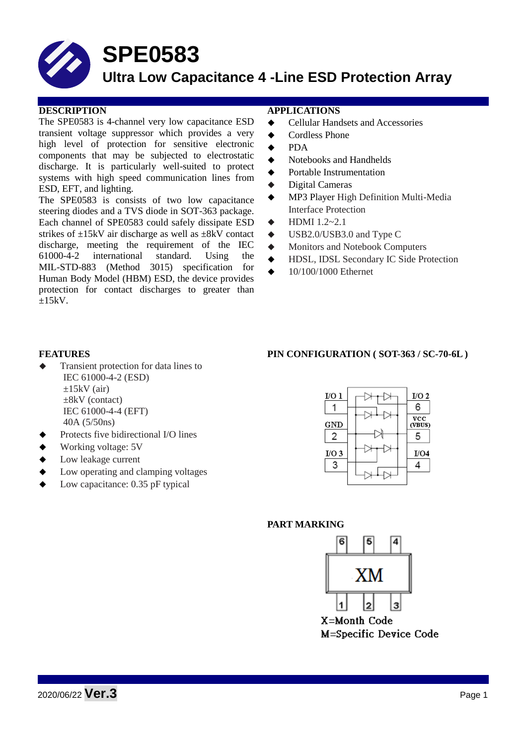# SPE0583

## Ultra Low Capacitance 4 -Line ESD Protection Array

### DESCRIPTION

The SPE0583 is 4-channel very low capacitance ESD transient voltage suppressor which provides a very high level of protection for sensitive electronic components that may be subjected to electrostatic discharge. It is particularly well-suited to protect systems with high speed communication lines from ESD, EFT, and lighting.

The SPE0583 is consists of two low capacitance steering diodes and a TVS diode in SOT-363 package. Each channel of SPE0583 could safely dissipate ESD strikes of ±15kV air discharge as well as ±8kV contact discharge, meeting the requirement of the IEC 61000-4-2 international standard. Using the MIL-STD-883 (Method 3015) specification for Human Body Model (HBM) ESD, the device provides protection for contact discharges to greater than ±15kV.

### APPLICATIONS

- Cellular Handsets and Accessories
- Cordless Phone
- PDA
- Notebooks and Handhelds
- Portable Instrumentation
- Digital Cameras
- MP3 Player High Definition Multi-Media Interface Protection
- HDMI 1.2~2.1
- USB2.0/USB3.0 and Type C
- Monitors and Notebook Computers
- HDSL, IDSL Secondary IC Side Protection
- 10/100/1000 Ethernet

### FEATURES

- Transient protection for data lines to
  IEC 61000-4-2 (ESD)
  ±15kV (air)
  ±8kV (contact)
  IEC 61000-4-4 (EFT)
  40A (5/50ns)
- Protects five bidirectional I/O lines
- Working voltage: 5V
- Low leakage current
- Low operating and clamping voltages
- Low capacitance: 0.35 pF typical

### PIN CONFIGURATION ( SOT-363 / SC-70-6L )

I/O 1
1
GND
2
I/O 3
3
I/O 2
6
VCC (VBUS)
5
I/O4
4

### PART MARKING

6 5 4
XM
1 2 3

X=Month Code
M=Specific Device Code

2020/06/22 **Ver.3**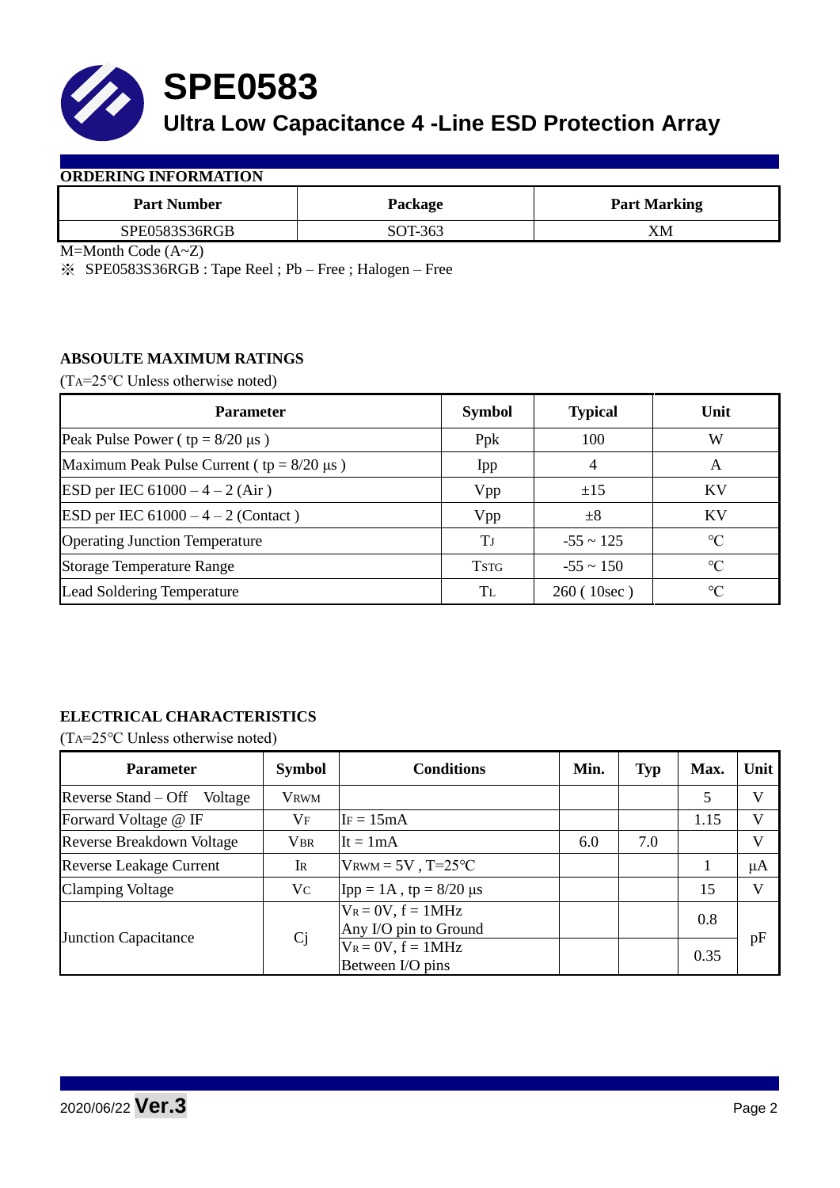# SPE0583

## Ultra Low Capacitance 4 -Line ESD Protection Array

### ORDERING INFORMATION

| Part Number | Package | Part Marking |
|---|---|---|
| SPE0583S36RGB | SOT-363 | XM |

M=Month Code (A~Z)

※ SPE0583S36RGB : Tape Reel ; Pb – Free ; Halogen – Free

### ABSOULTE MAXIMUM RATINGS

($T_A$=25°C Unless otherwise noted)

| Parameter | Symbol | Typical | Unit |
|---|---|---|---|
| Peak Pulse Power ( tp = 8/20 μs ) | Ppk | 100 | W |
| Maximum Peak Pulse Current ( tp = 8/20 μs ) | Ipp | 4 | A |
| ESD per IEC 61000 – 4 – 2 (Air ) | Vpp | ±15 | KV |
| ESD per IEC 61000 – 4 – 2 (Contact ) | Vpp | ±8 | KV |
| Operating Junction Temperature | $T_J$ | -55 ~ 125 | ℃ |
| Storage Temperature Range | $T_{STG}$ | -55 ~ 150 | ℃ |
| Lead Soldering Temperature | $T_L$ | 260 ( 10sec ) | ℃ |

### ELECTRICAL CHARACTERISTICS

($T_A$=25°C Unless otherwise noted)

| Parameter | Symbol | Conditions | Min. | Typ | Max. | Unit |
|---|---|---|---|---|---|---|
| Reverse Stand – Off Voltage | $V_{RWM}$ | | | | 5 | V |
| Forward Voltage @ IF | $V_F$ | $I_F$ = 15mA | | | 1.15 | V |
| Reverse Breakdown Voltage | $V_{BR}$ | It = 1mA | 6.0 | 7.0 | | V |
| Reverse Leakage Current | $I_R$ | $V_{RWM}$ = 5V , T=25°C | | | 1 | μA |
| Clamping Voltage | $V_C$ | Ipp = 1A , tp = 8/20 μs | | | 15 | V |
| Junction Capacitance | Cj | $V_R$ = 0V, f = 1MHz Any I/O pin to Ground | | | 0.8 | pF |
| | | $V_R$ = 0V, f = 1MHz Between I/O pins | | | 0.35 | |

2020/06/22 **Ver.3**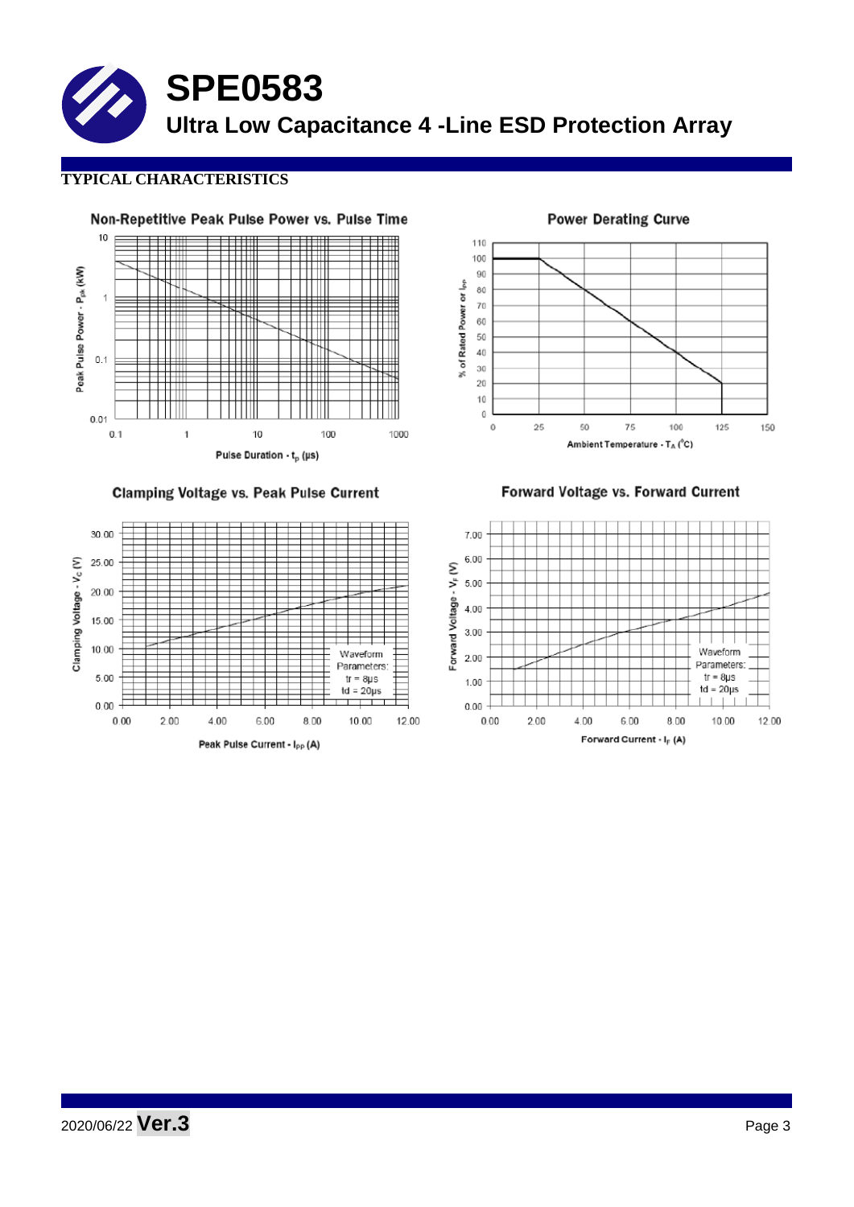# SPE0583

## Ultra Low Capacitance 4 -Line ESD Protection Array

### TYPICAL CHARACTERISTICS

**Non-Repetitive Peak Pulse Power vs. Pulse Time**

Peak Pulse Power - $P_{pk}$ (kW)

10
1
0.1
0.01

0.1
1
10
100
1000

Pulse Duration - $t_p$ (μs)

**Power Derating Curve**

% of Rated Power or $I_{pp}$

110
100
90
80
70
60
50
40
30
20
10
0

0
25
50
75
100
125
150

Ambient Temperature - $T_A$ (°C)

**Clamping Voltage vs. Peak Pulse Current**

Clamping Voltage - $V_C$ (V)

30.00
25.00
20.00
15.00
10.00
5.00
0.00

0.00
2.00
4.00
6.00
8.00
10.00
12.00

Peak Pulse Current - $I_{PP}$ (A)

Waveform Parameters:
tr = 8μs
td = 20μs

**Forward Voltage vs. Forward Current**

Forward Voltage - $V_F$ (V)

7.00
6.00
5.00
4.00
3.00
2.00
1.00
0.00

0.00
2.00
4.00
6.00
8.00
10.00
12.00

Forward Current - $I_F$ (A)

Waveform Parameters:
tr = 8μs
td = 20μs

2020/06/22 **Ver.3**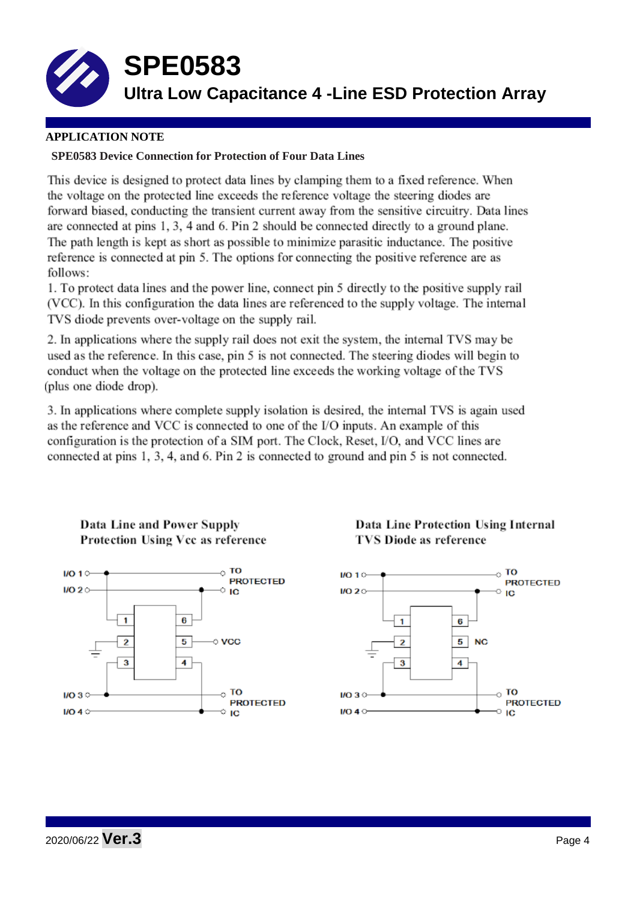# SPE0583

## Ultra Low Capacitance 4 -Line ESD Protection Array

**APPLICATION NOTE**

**SPE0583 Device Connection for Protection of Four Data Lines**

This device is designed to protect data lines by clamping them to a fixed reference. When the voltage on the protected line exceeds the reference voltage the steering diodes are forward biased, conducting the transient current away from the sensitive circuitry. Data lines are connected at pins 1, 3, 4 and 6. Pin 2 should be connected directly to a ground plane. The path length is kept as short as possible to minimize parasitic inductance. The positive reference is connected at pin 5. The options for connecting the positive reference are as follows:

1. To protect data lines and the power line, connect pin 5 directly to the positive supply rail (VCC). In this configuration the data lines are referenced to the supply voltage. The internal TVS diode prevents over-voltage on the supply rail.

2. In applications where the supply rail does not exit the system, the internal TVS may be used as the reference. In this case, pin 5 is not connected. The steering diodes will begin to conduct when the voltage on the protected line exceeds the working voltage of the TVS (plus one diode drop).

3. In applications where complete supply isolation is desired, the internal TVS is again used as the reference and VCC is connected to one of the I/O inputs. An example of this configuration is the protection of a SIM port. The Clock, Reset, I/O, and VCC lines are connected at pins 1, 3, 4, and 6. Pin 2 is connected to ground and pin 5 is not connected.

**Data Line and Power Supply Protection Using Vcc as reference**

I/O 1
I/O 2
I/O 3
I/O 4
1
2
3
4
5
6
VCC
TO PROTECTED IC
TO PROTECTED IC

**Data Line Protection Using Internal TVS Diode as reference**

I/O 1
I/O 2
I/O 3
I/O 4
1
2
3
4
5
6
NC
TO PROTECTED IC
TO PROTECTED IC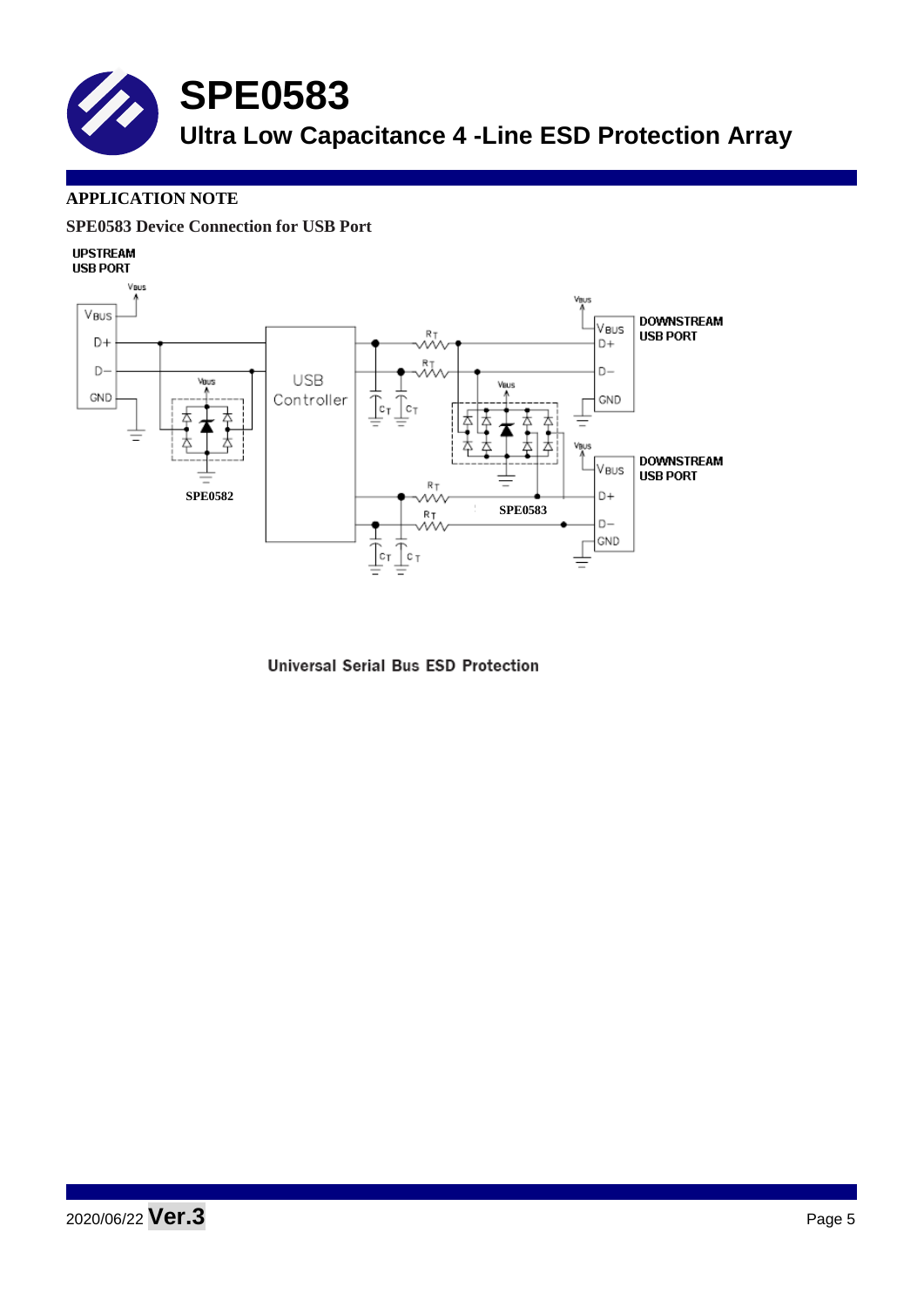## APPLICATION NOTE

### SPE0583 Device Connection for USB Port

UPSTREAM
USB PORT

VBUS
D+
D−
GND

USB
Controller

SPE0582

SPE0583

RT
CT

DOWNSTREAM
USB PORT

VBUS
D+
D−
GND

Universal Serial Bus ESD Protection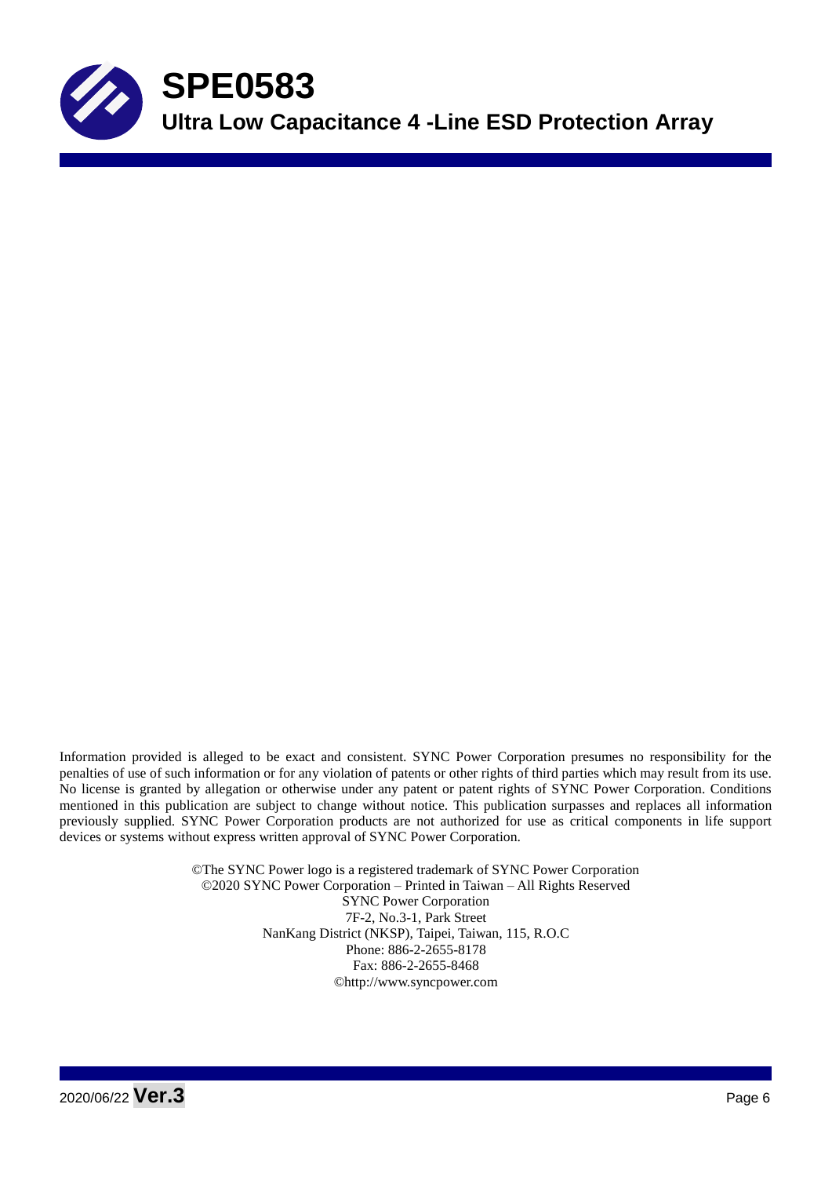Information provided is alleged to be exact and consistent. SYNC Power Corporation presumes no responsibility for the penalties of use of such information or for any violation of patents or other rights of third parties which may result from its use. No license is granted by allegation or otherwise under any patent or patent rights of SYNC Power Corporation. Conditions mentioned in this publication are subject to change without notice. This publication surpasses and replaces all information previously supplied. SYNC Power Corporation products are not authorized for use as critical components in life support devices or systems without express written approval of SYNC Power Corporation.

©The SYNC Power logo is a registered trademark of SYNC Power Corporation
©2020 SYNC Power Corporation – Printed in Taiwan – All Rights Reserved
SYNC Power Corporation
7F-2, No.3-1, Park Street
NanKang District (NKSP), Taipei, Taiwan, 115, R.O.C
Phone: 886-2-2655-8178
Fax: 886-2-2655-8468
©http://www.syncpower.com